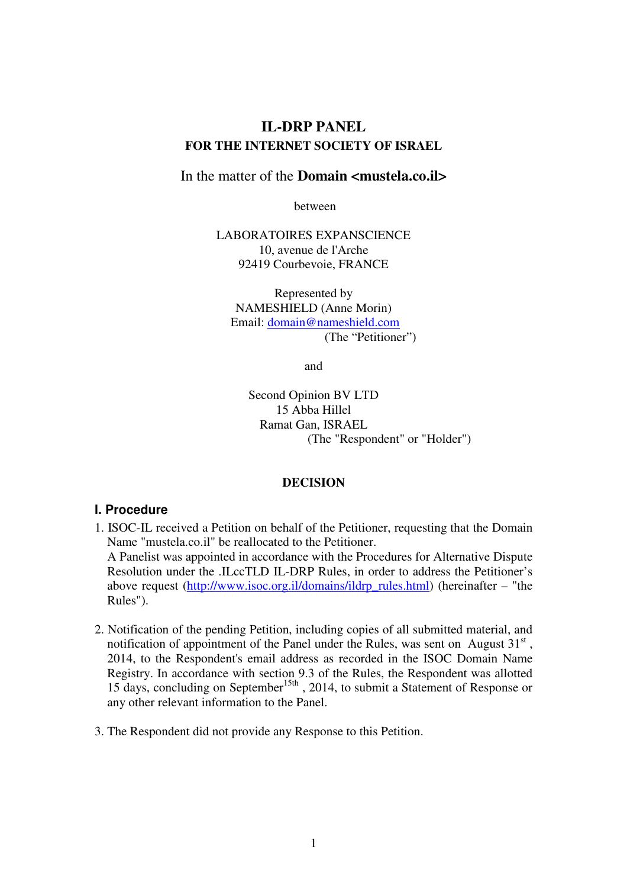# IL-DRP PANEL

## FOR THE INTERNET SOCIETY OF ISRAEL

In the matter of the **Domain <mustela.co.il>**

between

LABORATOIRES EXPANSCIENCE
10, avenue de l'Arche
92419 Courbevoie, FRANCE

Represented by
NAMESHIELD (Anne Morin)
Email: domain@nameshield.com
(The "Petitioner")

and

Second Opinion BV LTD
15 Abba Hillel
Ramat Gan, ISRAEL
(The "Respondent" or "Holder")

**DECISION**

## I. Procedure

1. ISOC-IL received a Petition on behalf of the Petitioner, requesting that the Domain Name "mustela.co.il" be reallocated to the Petitioner.
   A Panelist was appointed in accordance with the Procedures for Alternative Dispute Resolution under the .ILccTLD IL-DRP Rules, in order to address the Petitioner's above request (http://www.isoc.org.il/domains/ildrp_rules.html) (hereinafter – "the Rules").

2. Notification of the pending Petition, including copies of all submitted material, and notification of appointment of the Panel under the Rules, was sent on August 31st, 2014, to the Respondent's email address as recorded in the ISOC Domain Name Registry. In accordance with section 9.3 of the Rules, the Respondent was allotted 15 days, concluding on September 15th, 2014, to submit a Statement of Response or any other relevant information to the Panel.

3. The Respondent did not provide any Response to this Petition.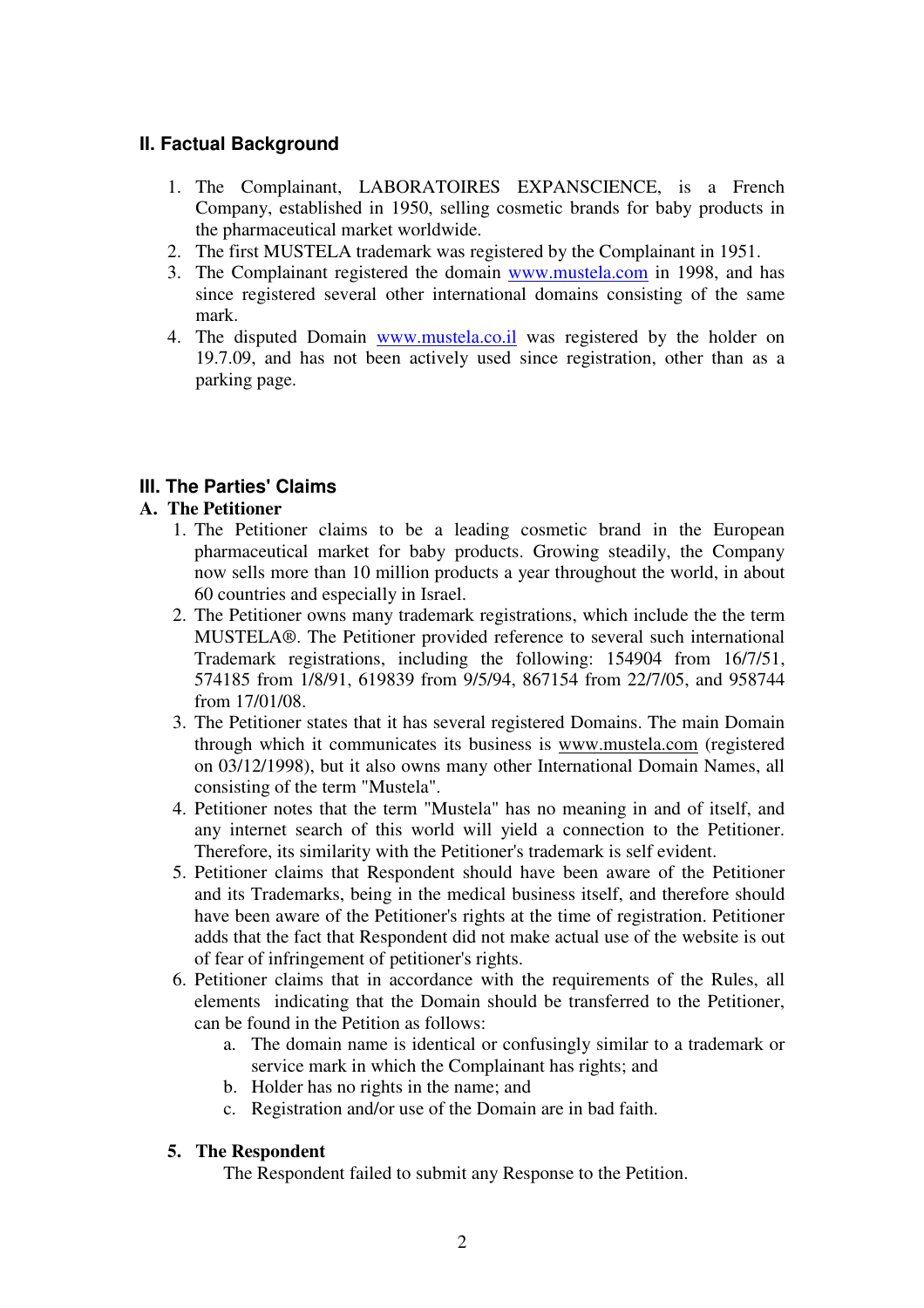## II. Factual Background

1. The Complainant, LABORATOIRES EXPANSCIENCE, is a French Company, established in 1950, selling cosmetic brands for baby products in the pharmaceutical market worldwide.
2. The first MUSTELA trademark was registered by the Complainant in 1951.
3. The Complainant registered the domain www.mustela.com in 1998, and has since registered several other international domains consisting of the same mark.
4. The disputed Domain www.mustela.co.il was registered by the holder on 19.7.09, and has not been actively used since registration, other than as a parking page.

## III. The Parties' Claims

### A. The Petitioner

1. The Petitioner claims to be a leading cosmetic brand in the European pharmaceutical market for baby products. Growing steadily, the Company now sells more than 10 million products a year throughout the world, in about 60 countries and especially in Israel.
2. The Petitioner owns many trademark registrations, which include the the term MUSTELA®. The Petitioner provided reference to several such international Trademark registrations, including the following: 154904 from 16/7/51, 574185 from 1/8/91, 619839 from 9/5/94, 867154 from 22/7/05, and 958744 from 17/01/08.
3. The Petitioner states that it has several registered Domains. The main Domain through which it communicates its business is www.mustela.com (registered on 03/12/1998), but it also owns many other International Domain Names, all consisting of the term "Mustela".
4. Petitioner notes that the term "Mustela" has no meaning in and of itself, and any internet search of this world will yield a connection to the Petitioner. Therefore, its similarity with the Petitioner's trademark is self evident.
5. Petitioner claims that Respondent should have been aware of the Petitioner and its Trademarks, being in the medical business itself, and therefore should have been aware of the Petitioner's rights at the time of registration. Petitioner adds that the fact that Respondent did not make actual use of the website is out of fear of infringement of petitioner's rights.
6. Petitioner claims that in accordance with the requirements of the Rules, all elements indicating that the Domain should be transferred to the Petitioner, can be found in the Petition as follows:
   a. The domain name is identical or confusingly similar to a trademark or service mark in which the Complainant has rights; and
   b. Holder has no rights in the name; and
   c. Registration and/or use of the Domain are in bad faith.

### 5. The Respondent

The Respondent failed to submit any Response to the Petition.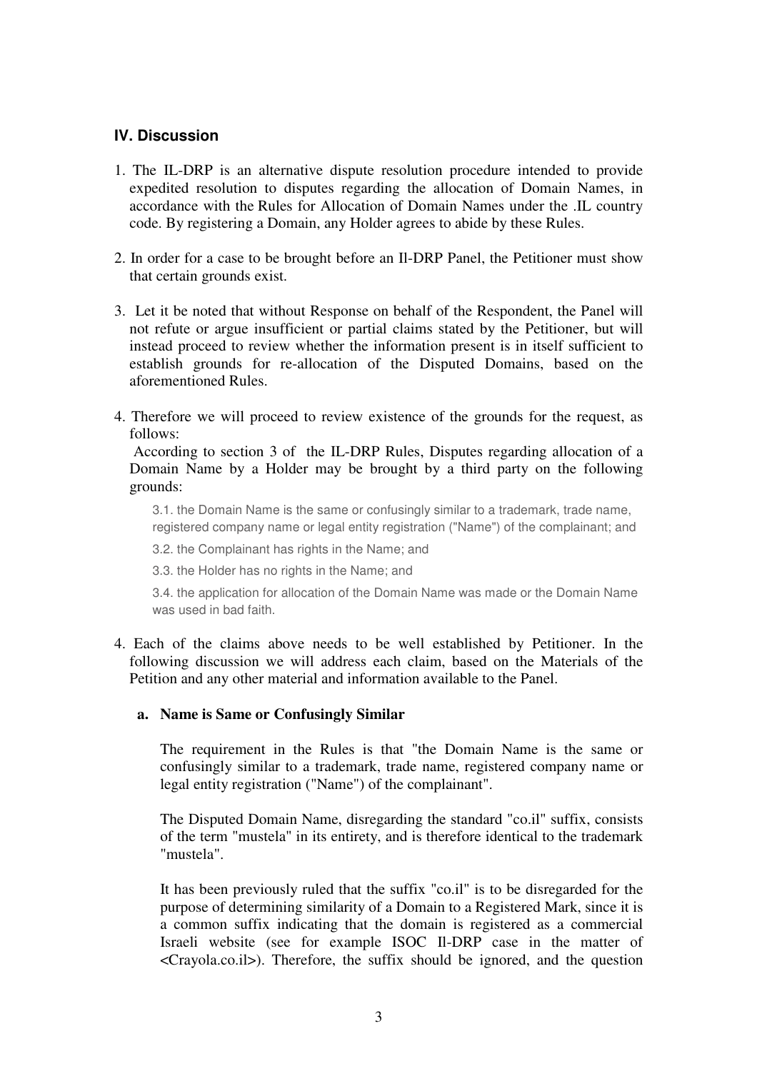## IV. Discussion

1. The IL-DRP is an alternative dispute resolution procedure intended to provide expedited resolution to disputes regarding the allocation of Domain Names, in accordance with the Rules for Allocation of Domain Names under the .IL country code. By registering a Domain, any Holder agrees to abide by these Rules.

2. In order for a case to be brought before an Il-DRP Panel, the Petitioner must show that certain grounds exist.

3. Let it be noted that without Response on behalf of the Respondent, the Panel will not refute or argue insufficient or partial claims stated by the Petitioner, but will instead proceed to review whether the information present is in itself sufficient to establish grounds for re-allocation of the Disputed Domains, based on the aforementioned Rules.

4. Therefore we will proceed to review existence of the grounds for the request, as follows:
   According to section 3 of the IL-DRP Rules, Disputes regarding allocation of a Domain Name by a Holder may be brought by a third party on the following grounds:

   3.1. the Domain Name is the same or confusingly similar to a trademark, trade name, registered company name or legal entity registration ("Name") of the complainant; and

   3.2. the Complainant has rights in the Name; and

   3.3. the Holder has no rights in the Name; and

   3.4. the application for allocation of the Domain Name was made or the Domain Name was used in bad faith.

4. Each of the claims above needs to be well established by Petitioner. In the following discussion we will address each claim, based on the Materials of the Petition and any other material and information available to the Panel.

   **a. Name is Same or Confusingly Similar**

   The requirement in the Rules is that "the Domain Name is the same or confusingly similar to a trademark, trade name, registered company name or legal entity registration ("Name") of the complainant".

   The Disputed Domain Name, disregarding the standard "co.il" suffix, consists of the term "mustela" in its entirety, and is therefore identical to the trademark "mustela".

   It has been previously ruled that the suffix "co.il" is to be disregarded for the purpose of determining similarity of a Domain to a Registered Mark, since it is a common suffix indicating that the domain is registered as a commercial Israeli website (see for example ISOC Il-DRP case in the matter of <Crayola.co.il>). Therefore, the suffix should be ignored, and the question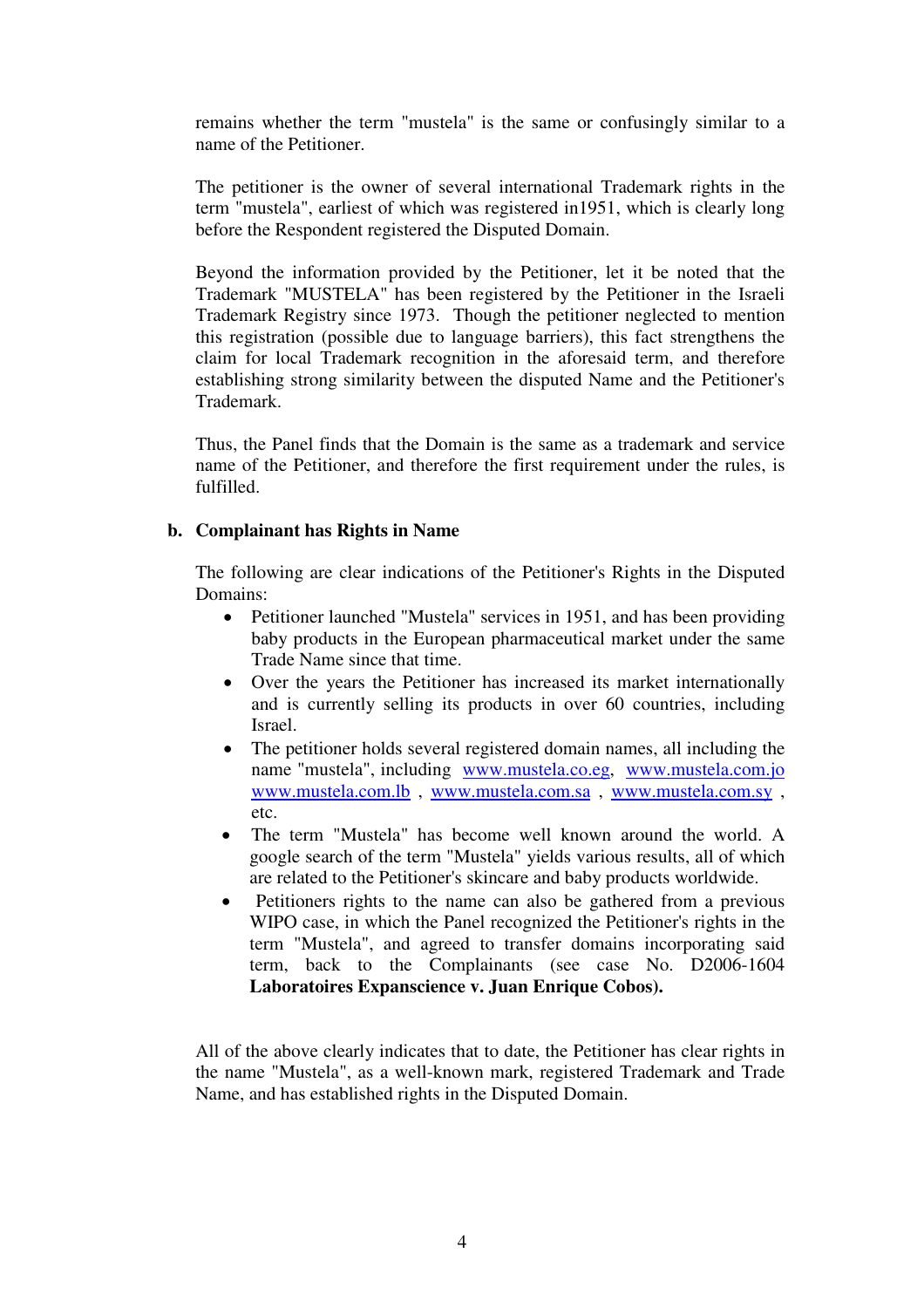remains whether the term "mustela" is the same or confusingly similar to a name of the Petitioner.

The petitioner is the owner of several international Trademark rights in the term "mustela", earliest of which was registered in1951, which is clearly long before the Respondent registered the Disputed Domain.

Beyond the information provided by the Petitioner, let it be noted that the Trademark "MUSTELA" has been registered by the Petitioner in the Israeli Trademark Registry since 1973. Though the petitioner neglected to mention this registration (possible due to language barriers), this fact strengthens the claim for local Trademark recognition in the aforesaid term, and therefore establishing strong similarity between the disputed Name and the Petitioner's Trademark.

Thus, the Panel finds that the Domain is the same as a trademark and service name of the Petitioner, and therefore the first requirement under the rules, is fulfilled.

**b. Complainant has Rights in Name**

The following are clear indications of the Petitioner's Rights in the Disputed Domains:

- Petitioner launched "Mustela" services in 1951, and has been providing baby products in the European pharmaceutical market under the same Trade Name since that time.
- Over the years the Petitioner has increased its market internationally and is currently selling its products in over 60 countries, including Israel.
- The petitioner holds several registered domain names, all including the name "mustela", including www.mustela.co.eg, www.mustela.com.jo www.mustela.com.lb , www.mustela.com.sa , www.mustela.com.sy , etc.
- The term "Mustela" has become well known around the world. A google search of the term "Mustela" yields various results, all of which are related to the Petitioner's skincare and baby products worldwide.
- Petitioners rights to the name can also be gathered from a previous WIPO case, in which the Panel recognized the Petitioner's rights in the term "Mustela", and agreed to transfer domains incorporating said term, back to the Complainants (see case No. D2006-1604 **Laboratoires Expanscience v. Juan Enrique Cobos).**

All of the above clearly indicates that to date, the Petitioner has clear rights in the name "Mustela", as a well-known mark, registered Trademark and Trade Name, and has established rights in the Disputed Domain.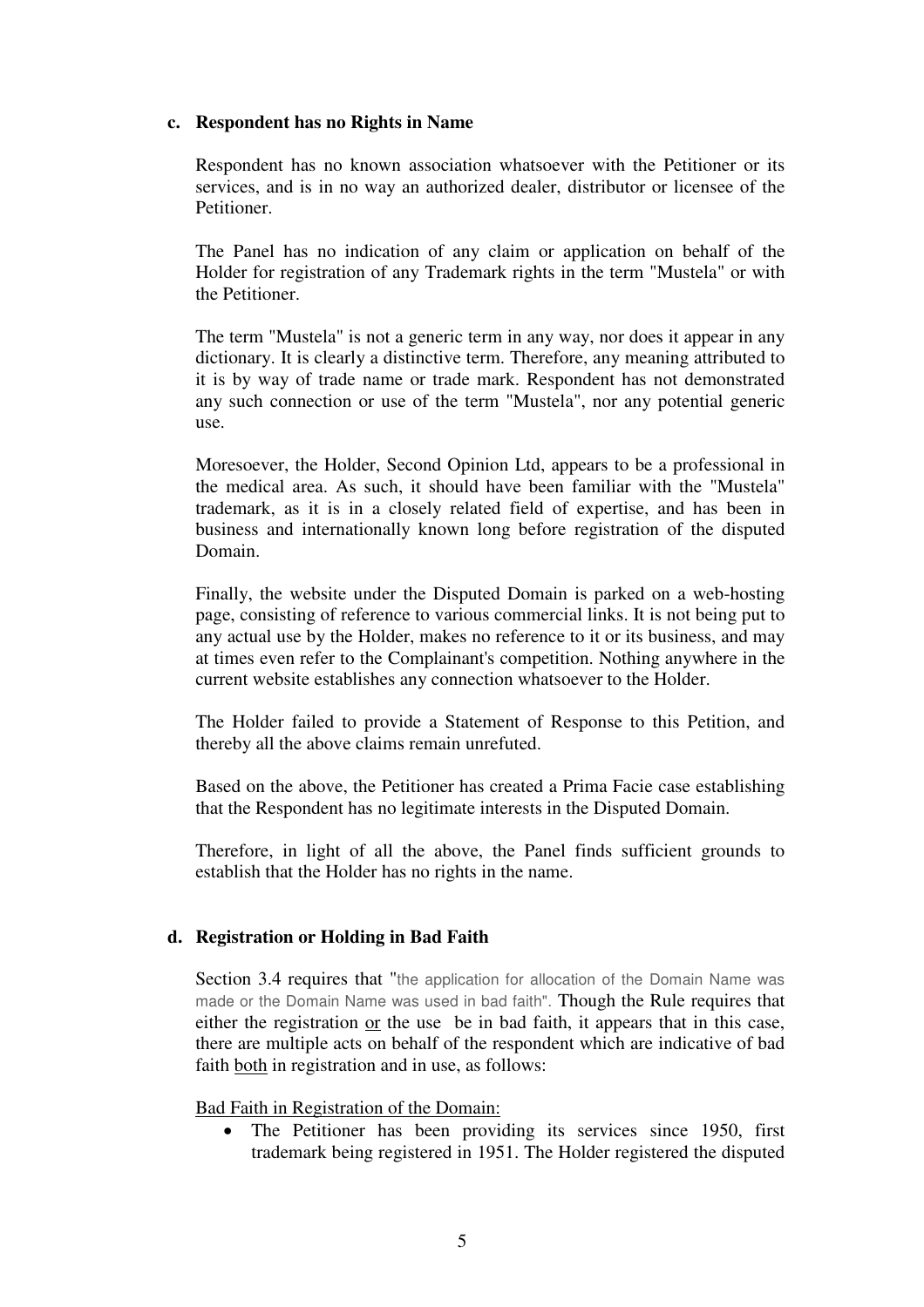**c. Respondent has no Rights in Name**

Respondent has no known association whatsoever with the Petitioner or its services, and is in no way an authorized dealer, distributor or licensee of the Petitioner.

The Panel has no indication of any claim or application on behalf of the Holder for registration of any Trademark rights in the term "Mustela" or with the Petitioner.

The term "Mustela" is not a generic term in any way, nor does it appear in any dictionary. It is clearly a distinctive term. Therefore, any meaning attributed to it is by way of trade name or trade mark. Respondent has not demonstrated any such connection or use of the term "Mustela", nor any potential generic use.

Moresoever, the Holder, Second Opinion Ltd, appears to be a professional in the medical area. As such, it should have been familiar with the "Mustela" trademark, as it is in a closely related field of expertise, and has been in business and internationally known long before registration of the disputed Domain.

Finally, the website under the Disputed Domain is parked on a web-hosting page, consisting of reference to various commercial links. It is not being put to any actual use by the Holder, makes no reference to it or its business, and may at times even refer to the Complainant's competition. Nothing anywhere in the current website establishes any connection whatsoever to the Holder.

The Holder failed to provide a Statement of Response to this Petition, and thereby all the above claims remain unrefuted.

Based on the above, the Petitioner has created a Prima Facie case establishing that the Respondent has no legitimate interests in the Disputed Domain.

Therefore, in light of all the above, the Panel finds sufficient grounds to establish that the Holder has no rights in the name.

**d. Registration or Holding in Bad Faith**

Section 3.4 requires that "the application for allocation of the Domain Name was made or the Domain Name was used in bad faith". Though the Rule requires that either the registration or the use be in bad faith, it appears that in this case, there are multiple acts on behalf of the respondent which are indicative of bad faith both in registration and in use, as follows:

Bad Faith in Registration of the Domain:

- The Petitioner has been providing its services since 1950, first trademark being registered in 1951. The Holder registered the disputed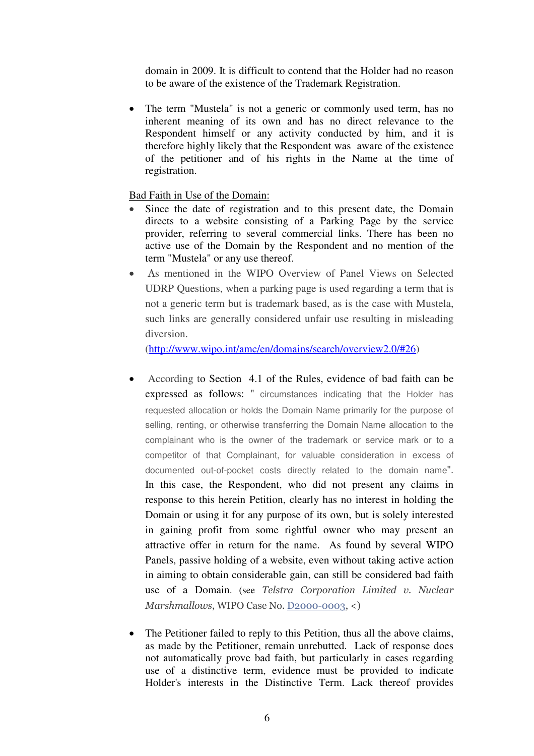domain in 2009. It is difficult to contend that the Holder had no reason to be aware of the existence of the Trademark Registration.

- The term "Mustela" is not a generic or commonly used term, has no inherent meaning of its own and has no direct relevance to the Respondent himself or any activity conducted by him, and it is therefore highly likely that the Respondent was aware of the existence of the petitioner and of his rights in the Name at the time of registration.

Bad Faith in Use of the Domain:

- Since the date of registration and to this present date, the Domain directs to a website consisting of a Parking Page by the service provider, referring to several commercial links. There has been no active use of the Domain by the Respondent and no mention of the term "Mustela" or any use thereof.
- As mentioned in the WIPO Overview of Panel Views on Selected UDRP Questions, when a parking page is used regarding a term that is not a generic term but is trademark based, as is the case with Mustela, such links are generally considered unfair use resulting in misleading diversion. (http://www.wipo.int/amc/en/domains/search/overview2.0/#26)

- According to Section 4.1 of the Rules, evidence of bad faith can be expressed as follows: " circumstances indicating that the Holder has requested allocation or holds the Domain Name primarily for the purpose of selling, renting, or otherwise transferring the Domain Name allocation to the complainant who is the owner of the trademark or service mark or to a competitor of that Complainant, for valuable consideration in excess of documented out-of-pocket costs directly related to the domain name". In this case, the Respondent, who did not present any claims in response to this herein Petition, clearly has no interest in holding the Domain or using it for any purpose of its own, but is solely interested in gaining profit from some rightful owner who may present an attractive offer in return for the name. As found by several WIPO Panels, passive holding of a website, even without taking active action in aiming to obtain considerable gain, can still be considered bad faith use of a Domain. (see *Telstra Corporation Limited v. Nuclear Marshmallows*, WIPO Case No. D2000-0003, <)

- The Petitioner failed to reply to this Petition, thus all the above claims, as made by the Petitioner, remain unrebutted. Lack of response does not automatically prove bad faith, but particularly in cases regarding use of a distinctive term, evidence must be provided to indicate Holder's interests in the Distinctive Term. Lack thereof provides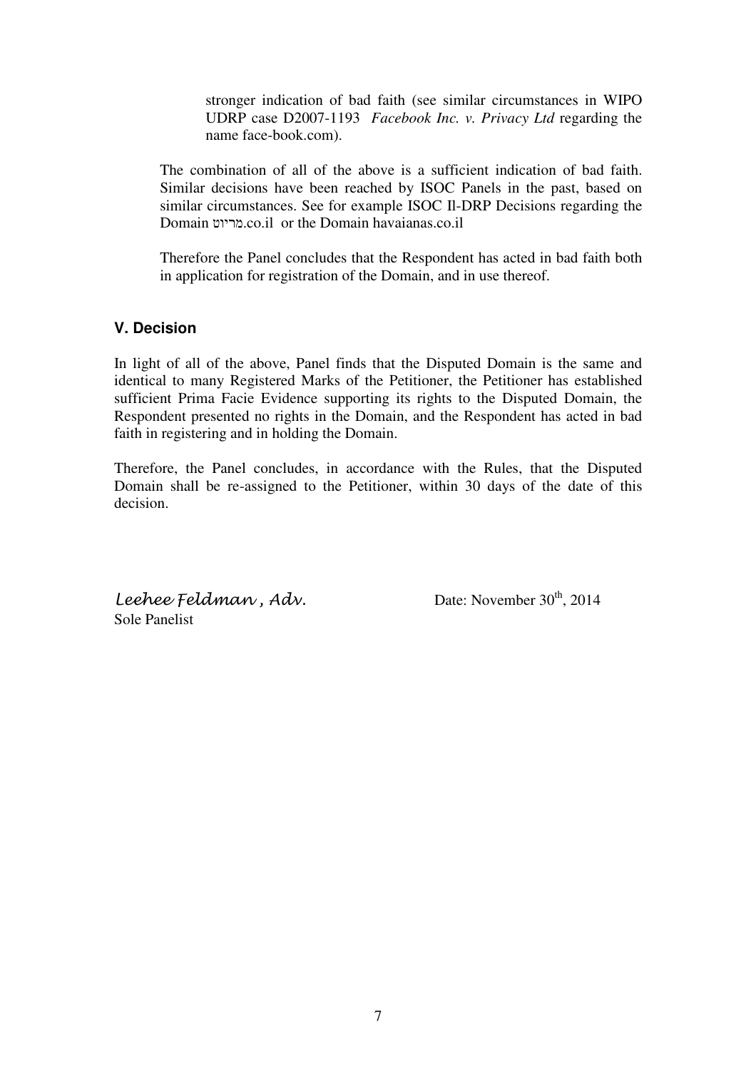stronger indication of bad faith (see similar circumstances in WIPO UDRP case D2007-1193 *Facebook Inc. v. Privacy Ltd* regarding the name face-book.com).

The combination of all of the above is a sufficient indication of bad faith. Similar decisions have been reached by ISOC Panels in the past, based on similar circumstances. See for example ISOC Il-DRP Decisions regarding the Domain מריוט.co.il or the Domain havaianas.co.il

Therefore the Panel concludes that the Respondent has acted in bad faith both in application for registration of the Domain, and in use thereof.

### V. Decision

In light of all of the above, Panel finds that the Disputed Domain is the same and identical to many Registered Marks of the Petitioner, the Petitioner has established sufficient Prima Facie Evidence supporting its rights to the Disputed Domain, the Respondent presented no rights in the Domain, and the Respondent has acted in bad faith in registering and in holding the Domain.

Therefore, the Panel concludes, in accordance with the Rules, that the Disputed Domain shall be re-assigned to the Petitioner, within 30 days of the date of this decision.

*Leehee Feldman , Adv.* Date: November 30th, 2014

Sole Panelist